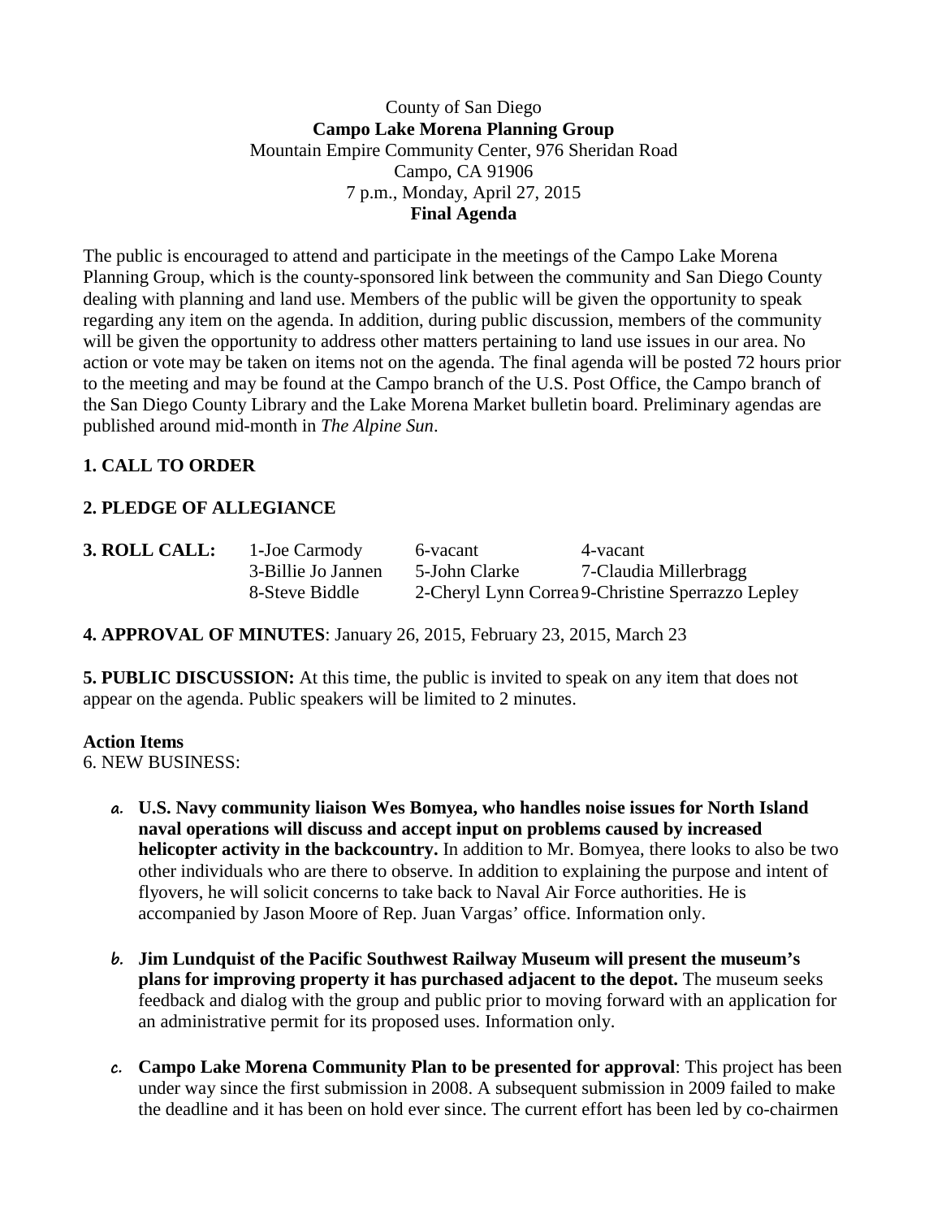County of San Diego
**Campo Lake Morena Planning Group**
Mountain Empire Community Center, 976 Sheridan Road
Campo, CA 91906
7 p.m., Monday, April 27, 2015
**Final Agenda**

The public is encouraged to attend and participate in the meetings of the Campo Lake Morena Planning Group, which is the county-sponsored link between the community and San Diego County dealing with planning and land use. Members of the public will be given the opportunity to speak regarding any item on the agenda. In addition, during public discussion, members of the community will be given the opportunity to address other matters pertaining to land use issues in our area. No action or vote may be taken on items not on the agenda. The final agenda will be posted 72 hours prior to the meeting and may be found at the Campo branch of the U.S. Post Office, the Campo branch of the San Diego County Library and the Lake Morena Market bulletin board. Preliminary agendas are published around mid-month in *The Alpine Sun*.

**1. CALL TO ORDER**

**2. PLEDGE OF ALLEGIANCE**

| **3. ROLL CALL:** | 1-Joe Carmody | 6-vacant | 4-vacant |
|---|---|---|---|
| | 3-Billie Jo Jannen | 5-John Clarke | 7-Claudia Millerbragg |
| | 8-Steve Biddle | 2-Cheryl Lynn Correa | 9-Christine Sperrazzo Lepley |

**4. APPROVAL OF MINUTES**: January 26, 2015, February 23, 2015, March 23

**5. PUBLIC DISCUSSION:** At this time, the public is invited to speak on any item that does not appear on the agenda. Public speakers will be limited to 2 minutes.

**Action Items**
6. NEW BUSINESS:

a. **U.S. Navy community liaison Wes Bomyea, who handles noise issues for North Island naval operations will discuss and accept input on problems caused by increased helicopter activity in the backcountry.** In addition to Mr. Bomyea, there looks to also be two other individuals who are there to observe. In addition to explaining the purpose and intent of flyovers, he will solicit concerns to take back to Naval Air Force authorities. He is accompanied by Jason Moore of Rep. Juan Vargas' office. Information only.

b. **Jim Lundquist of the Pacific Southwest Railway Museum will present the museum's plans for improving property it has purchased adjacent to the depot.** The museum seeks feedback and dialog with the group and public prior to moving forward with an application for an administrative permit for its proposed uses. Information only.

c. **Campo Lake Morena Community Plan to be presented for approval**: This project has been under way since the first submission in 2008. A subsequent submission in 2009 failed to make the deadline and it has been on hold ever since. The current effort has been led by co-chairmen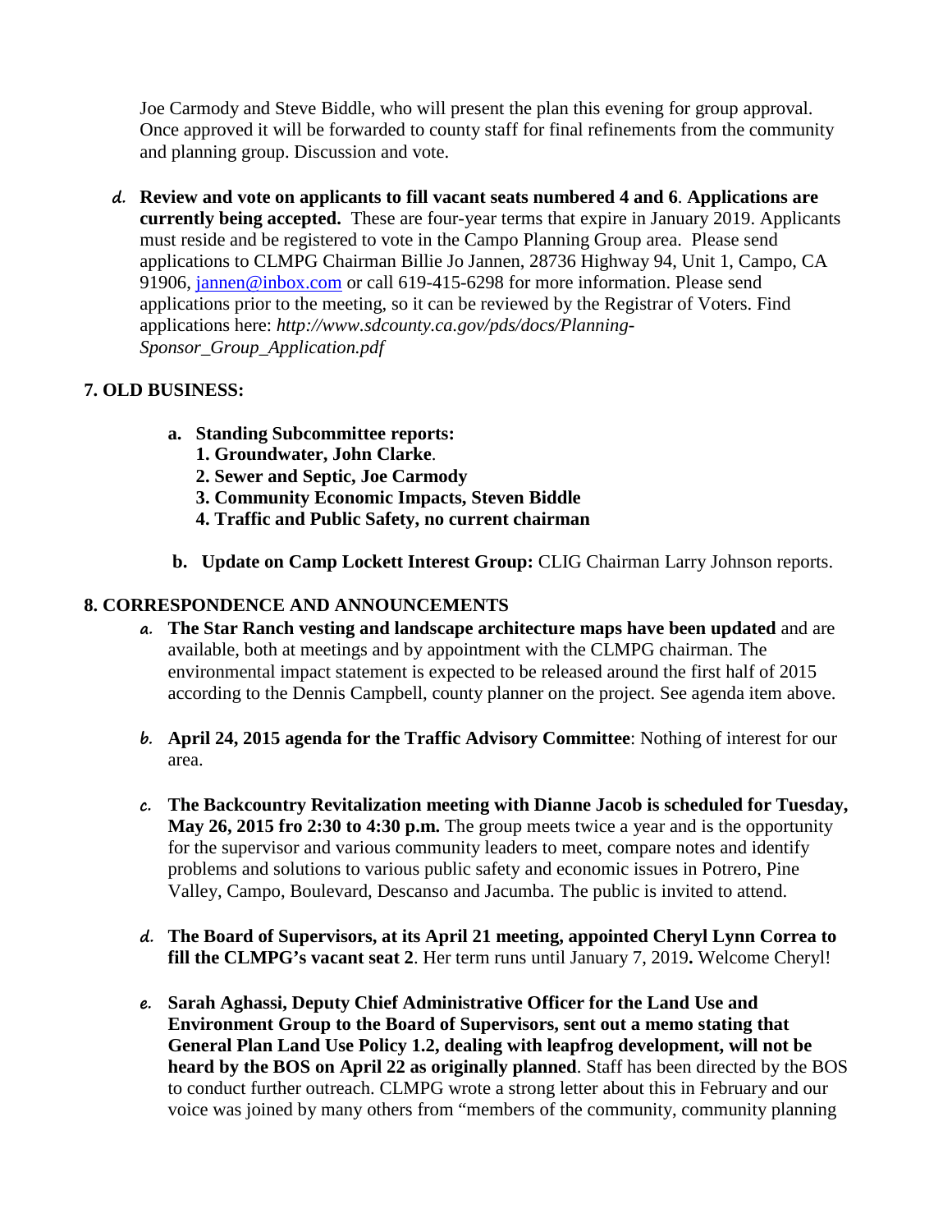Joe Carmody and Steve Biddle, who will present the plan this evening for group approval. Once approved it will be forwarded to county staff for final refinements from the community and planning group. Discussion and vote.

*d.* **Review and vote on applicants to fill vacant seats numbered 4 and 6**. **Applications are currently being accepted.** These are four-year terms that expire in January 2019. Applicants must reside and be registered to vote in the Campo Planning Group area. Please send applications to CLMPG Chairman Billie Jo Jannen, 28736 Highway 94, Unit 1, Campo, CA 91906, [jannen@inbox.com](mailto:jannen@inbox.com) or call 619-415-6298 for more information. Please send applications prior to the meeting, so it can be reviewed by the Registrar of Voters. Find applications here: ***http://www.sdcounty.ca.gov/pds/docs/Planning-Sponsor_Group_Application.pdf***

## 7. OLD BUSINESS:

a. **Standing Subcommittee reports:**
   1. **Groundwater, John Clarke**.
   2. **Sewer and Septic, Joe Carmody**
   3. **Community Economic Impacts, Steven Biddle**
   4. **Traffic and Public Safety, no current chairman**

b. **Update on Camp Lockett Interest Group:** CLIG Chairman Larry Johnson reports.

## 8. CORRESPONDENCE AND ANNOUNCEMENTS

*a.* **The Star Ranch vesting and landscape architecture maps have been updated** and are available, both at meetings and by appointment with the CLMPG chairman. The environmental impact statement is expected to be released around the first half of 2015 according to the Dennis Campbell, county planner on the project. See agenda item above.

*b.* **April 24, 2015 agenda for the Traffic Advisory Committee**: Nothing of interest for our area.

*c.* **The Backcountry Revitalization meeting with Dianne Jacob is scheduled for Tuesday, May 26, 2015 fro 2:30 to 4:30 p.m.** The group meets twice a year and is the opportunity for the supervisor and various community leaders to meet, compare notes and identify problems and solutions to various public safety and economic issues in Potrero, Pine Valley, Campo, Boulevard, Descanso and Jacumba. The public is invited to attend.

*d.* **The Board of Supervisors, at its April 21 meeting, appointed Cheryl Lynn Correa to fill the CLMPG's vacant seat 2**. Her term runs until January 7, 2019**.** Welcome Cheryl!

*e.* **Sarah Aghassi, Deputy Chief Administrative Officer for the Land Use and Environment Group to the Board of Supervisors, sent out a memo stating that General Plan Land Use Policy 1.2, dealing with leapfrog development, will not be heard by the BOS on April 22 as originally planned**. Staff has been directed by the BOS to conduct further outreach. CLMPG wrote a strong letter about this in February and our voice was joined by many others from "members of the community, community planning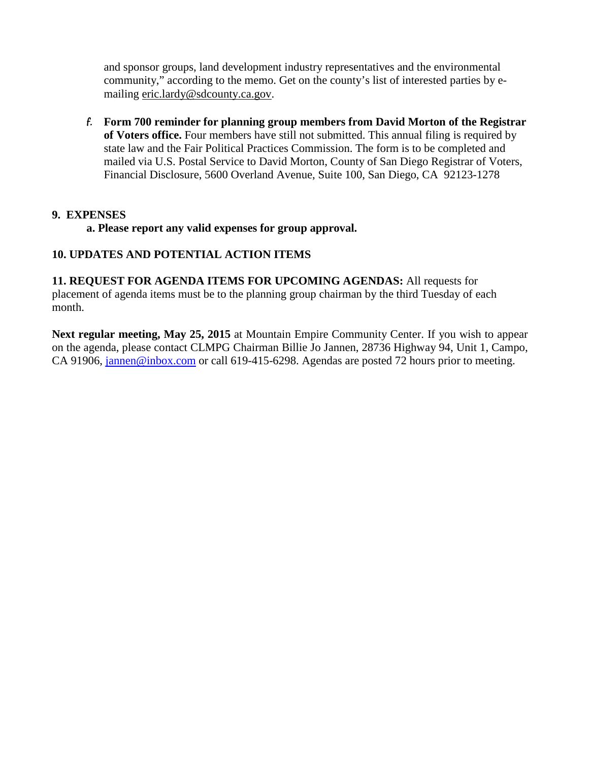and sponsor groups, land development industry representatives and the environmental community," according to the memo. Get on the county's list of interested parties by e-mailing eric.lardy@sdcounty.ca.gov.

f. **Form 700 reminder for planning group members from David Morton of the Registrar of Voters office.** Four members have still not submitted. This annual filing is required by state law and the Fair Political Practices Commission. The form is to be completed and mailed via U.S. Postal Service to David Morton, County of San Diego Registrar of Voters, Financial Disclosure, 5600 Overland Avenue, Suite 100, San Diego, CA 92123-1278

**9. EXPENSES**

**a. Please report any valid expenses for group approval.**

**10. UPDATES AND POTENTIAL ACTION ITEMS**

**11. REQUEST FOR AGENDA ITEMS FOR UPCOMING AGENDAS:** All requests for placement of agenda items must be to the planning group chairman by the third Tuesday of each month.

**Next regular meeting, May 25, 2015** at Mountain Empire Community Center. If you wish to appear on the agenda, please contact CLMPG Chairman Billie Jo Jannen, 28736 Highway 94, Unit 1, Campo, CA 91906, jannen@inbox.com or call 619-415-6298. Agendas are posted 72 hours prior to meeting.